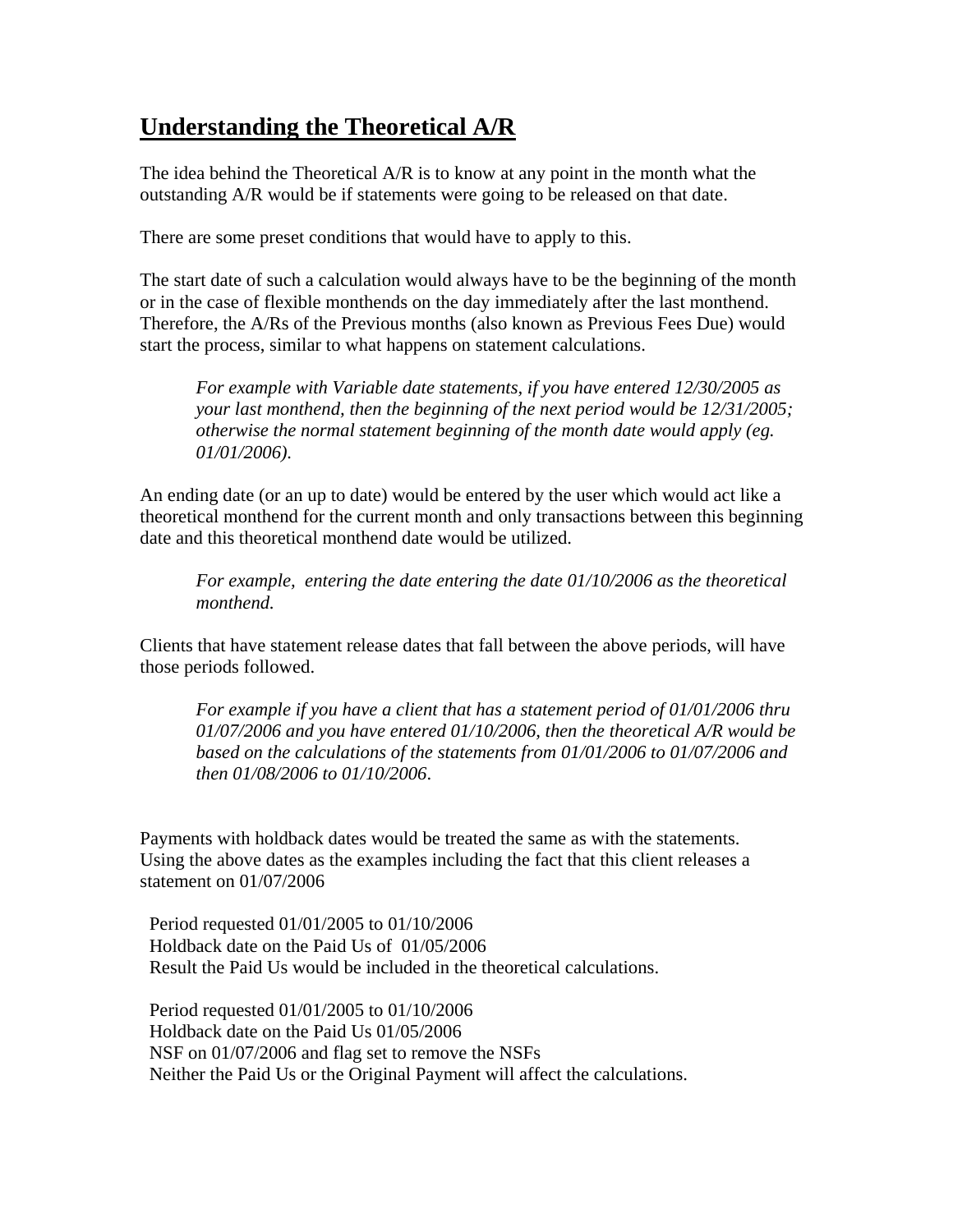# <u>Understanding the Theoretical A/R</u>

The idea behind the Theoretical A/R is to know at any point in the month what the outstanding A/R would be if statements were going to be released on that date.

There are some preset conditions that would have to apply to this.

The start date of such a calculation would always have to be the beginning of the month or in the case of flexible monthends on the day immediately after the last monthend. Therefore, the A/Rs of the Previous months (also known as Previous Fees Due) would start the process, similar to what happens on statement calculations.

> *For example with Variable date statements, if you have entered 12/30/2005 as your last monthend, then the beginning of the next period would be 12/31/2005; otherwise the normal statement beginning of the month date would apply (eg. 01/01/2006).*

An ending date (or an up to date) would be entered by the user which would act like a theoretical monthend for the current month and only transactions between this beginning date and this theoretical monthend date would be utilized.

> *For example, entering the date entering the date 01/10/2006 as the theoretical monthend.*

Clients that have statement release dates that fall between the above periods, will have those periods followed.

> *For example if you have a client that has a statement period of 01/01/2006 thru 01/07/2006 and you have entered 01/10/2006, then the theoretical A/R would be based on the calculations of the statements from 01/01/2006 to 01/07/2006 and then 01/08/2006 to 01/10/2006.*

Payments with holdback dates would be treated the same as with the statements. Using the above dates as the examples including the fact that this client releases a statement on 01/07/2006

Period requested 01/01/2005 to 01/10/2006
Holdback date on the Paid Us of 01/05/2006
Result the Paid Us would be included in the theoretical calculations.

Period requested 01/01/2005 to 01/10/2006
Holdback date on the Paid Us 01/05/2006
NSF on 01/07/2006 and flag set to remove the NSFs
Neither the Paid Us or the Original Payment will affect the calculations.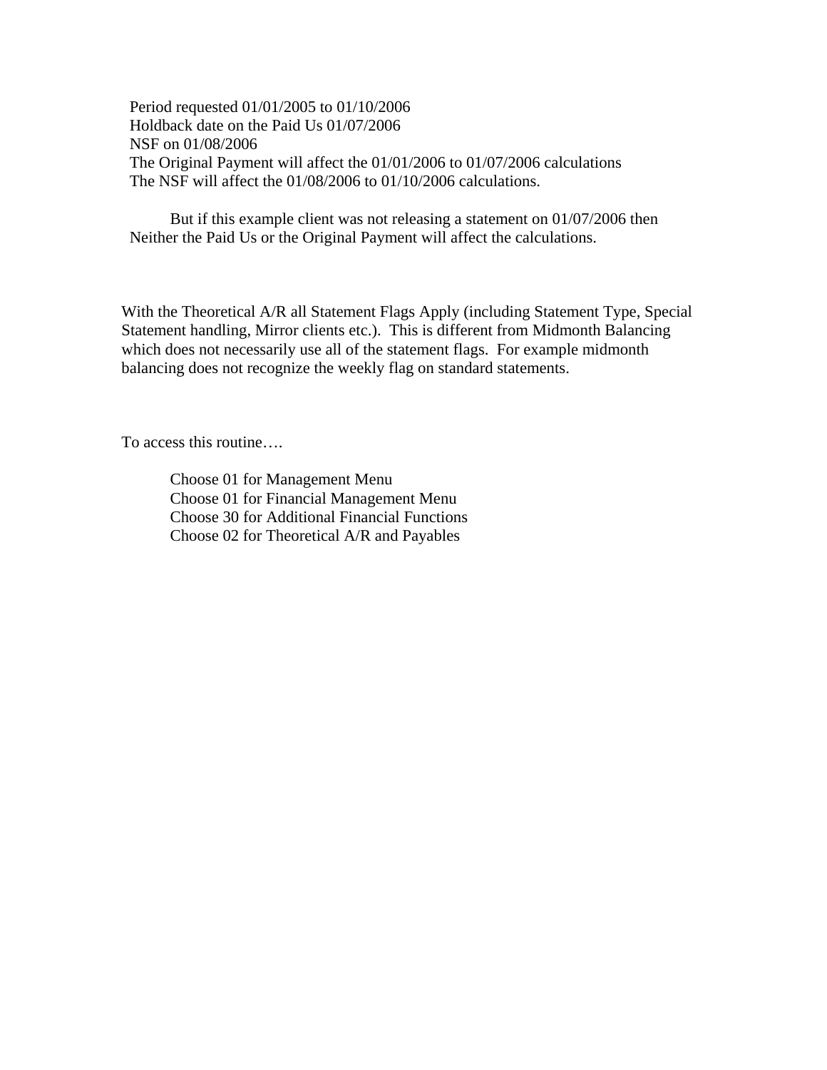Period requested 01/01/2005 to 01/10/2006
Holdback date on the Paid Us 01/07/2006
NSF on 01/08/2006
The Original Payment will affect the 01/01/2006 to 01/07/2006 calculations
The NSF will affect the 01/08/2006 to 01/10/2006 calculations.

But if this example client was not releasing a statement on 01/07/2006 then Neither the Paid Us or the Original Payment will affect the calculations.

With the Theoretical A/R all Statement Flags Apply (including Statement Type, Special Statement handling, Mirror clients etc.). This is different from Midmonth Balancing which does not necessarily use all of the statement flags. For example midmonth balancing does not recognize the weekly flag on standard statements.

To access this routine….

Choose 01 for Management Menu
Choose 01 for Financial Management Menu
Choose 30 for Additional Financial Functions
Choose 02 for Theoretical A/R and Payables